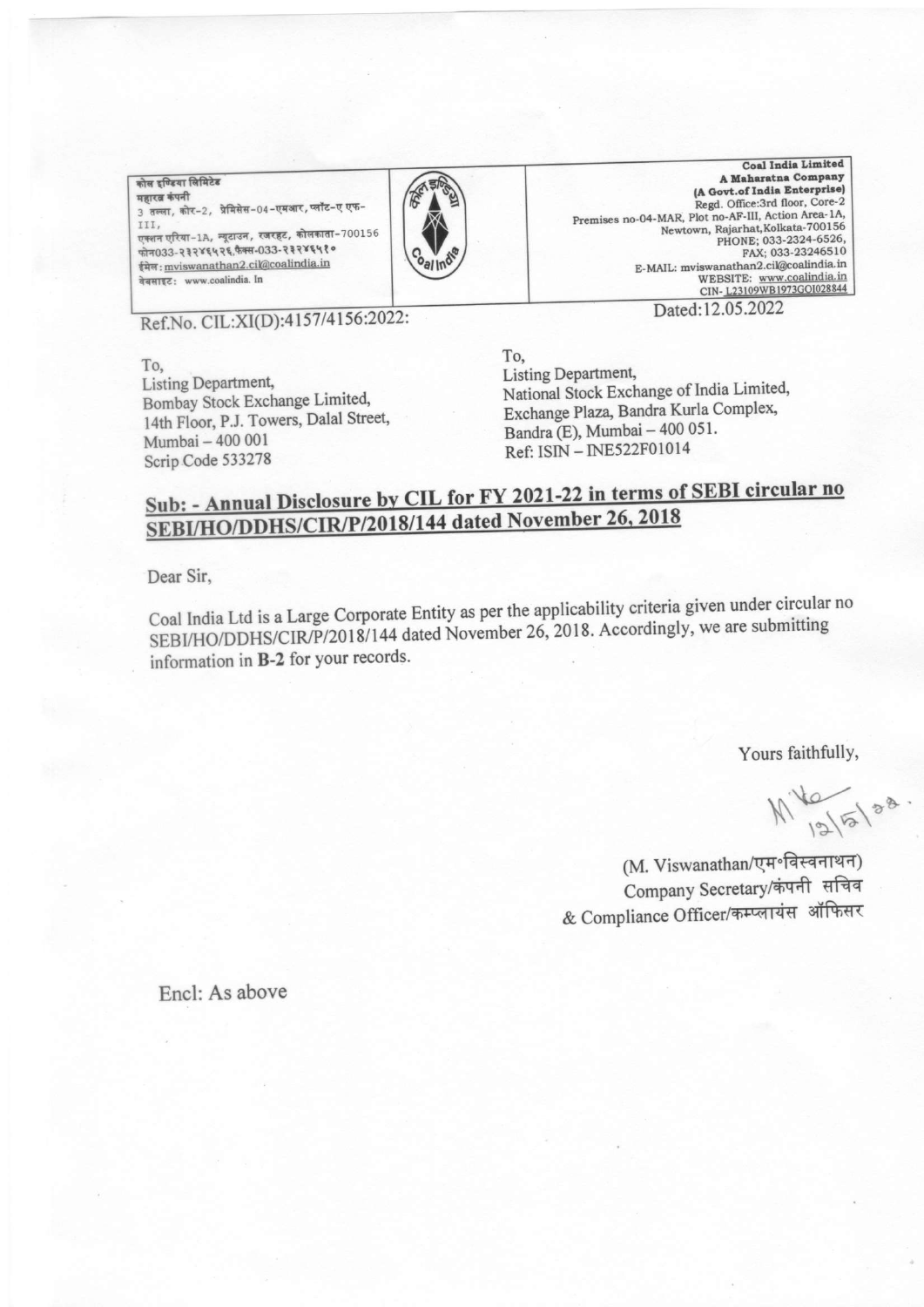कोल इण्डिया लिमिटेड
महारत्न कंपनी
3 तल्ला, कोर-2, प्रेमिसेस-04-एमआर, प्लॉट-ए एफ-III,
एक्शन एरिया-1A, न्यूटाउन, रजरहट, कोलकाता-700156
फोन033-२३२४६५२६,फैक्स-033-२३२४६५१०
ईमेल: mviswanathan2.cil@coalindia.in
वेबसाइट: www.coalindia. In

**Coal India Limited**
**A Maharatna Company**
**(A Govt.of India Enterprise)**
Regd. Office:3rd floor, Core-2
Premises no-04-MAR, Plot no-AF-III, Action Area-1A,
Newtown, Rajarhat,Kolkata-700156
PHONE; 033-2324-6526,
FAX; 033-23246510
E-MAIL: mviswanathan2.cil@coalindia.in
WEBSITE: www.coalindia.in
CIN- L23109WB1973GOI028844

Ref.No. CIL:XI(D):4157/4156:2022:

Dated:12.05.2022

To,
Listing Department,
Bombay Stock Exchange Limited,
14th Floor, P.J. Towers, Dalal Street,
Mumbai – 400 001
Scrip Code 533278

To,
Listing Department,
National Stock Exchange of India Limited,
Exchange Plaza, Bandra Kurla Complex,
Bandra (E), Mumbai – 400 051.
Ref: ISIN – INE522F01014

## Sub: - Annual Disclosure by CIL for FY 2021-22 in terms of SEBI circular no SEBI/HO/DDHS/CIR/P/2018/144 dated November 26, 2018

Dear Sir,

Coal India Ltd is a Large Corporate Entity as per the applicability criteria given under circular no SEBI/HO/DDHS/CIR/P/2018/144 dated November 26, 2018. Accordingly, we are submitting information in **B-2** for your records.

Yours faithfully,

12/5/22.

(M. Viswanathan/एम॰विस्वनाथन)
Company Secretary/कंपनी सचिव
& Compliance Officer/कम्प्लायंस ऑफिसर

Encl: As above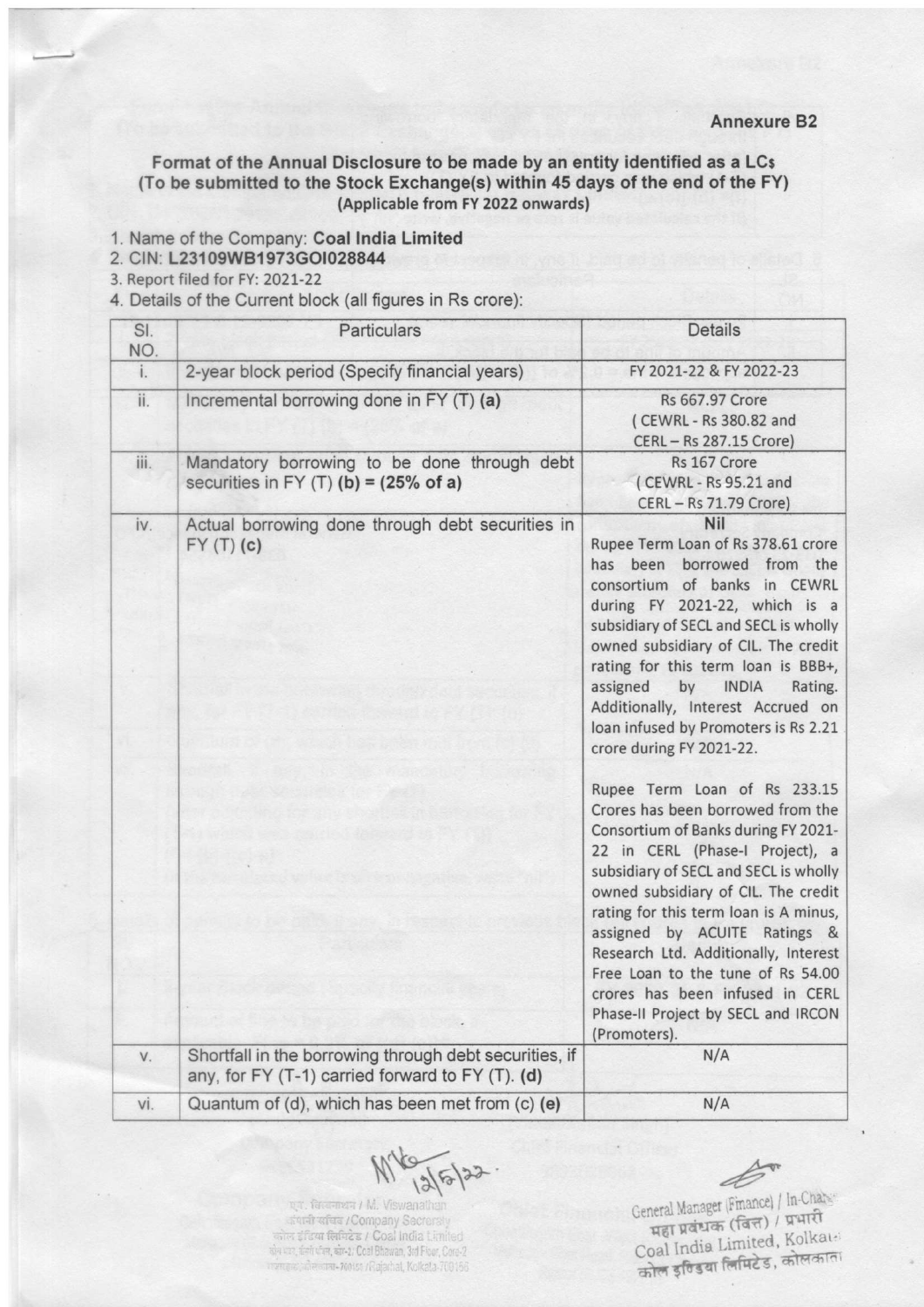Annexure B2

**Format of the Annual Disclosure to be made by an entity identified as a LCs**
**(To be submitted to the Stock Exchange(s) within 45 days of the end of the FY)**
**(Applicable from FY 2022 onwards)**

1. Name of the Company: **Coal India Limited**
2. CIN: **L23109WB1973GOI028844**
3. Report filed for FY: 2021-22
4. Details of the Current block (all figures in Rs crore):

| Sl. NO. | Particulars | Details |
|---|---|---|
| i. | 2-year block period (Specify financial years) | FY 2021-22 & FY 2022-23 |
| ii. | Incremental borrowing done in FY (T) **(a)** | Rs 667.97 Crore ( CEWRL - Rs 380.82 and CERL – Rs 287.15 Crore) |
| iii. | Mandatory borrowing to be done through debt securities in FY (T) **(b) = (25% of a)** | Rs 167 Crore ( CEWRL - Rs 95.21 and CERL – Rs 71.79 Crore) |
| iv. | Actual borrowing done through debt securities in FY (T) **(c)** | **Nil** Rupee Term Loan of Rs 378.61 crore has been borrowed from the consortium of banks in CEWRL during FY 2021-22, which is a subsidiary of SECL and SECL is wholly owned subsidiary of CIL. The credit rating for this term loan is BBB+, assigned by INDIA Rating. Additionally, Interest Accrued on loan infused by Promoters is Rs 2.21 crore during FY 2021-22. Rupee Term Loan of Rs 233.15 Crores has been borrowed from the Consortium of Banks during FY 2021-22 in CERL (Phase-I Project), a subsidiary of SECL and SECL is wholly owned subsidiary of CIL. The credit rating for this term loan is A minus, assigned by ACUITE Ratings & Research Ltd. Additionally, Interest Free Loan to the tune of Rs 54.00 crores has been infused in CERL Phase-II Project by SECL and IRCON (Promoters). |
| v. | Shortfall in the borrowing through debt securities, if any, for FY (T-1) carried forward to FY (T). **(d)** | N/A |
| vi. | Quantum of (d), which has been met from (c) **(e)** | N/A |

12/5/22

एम. विश्वनाथन / M. Viswanathan
कंपनी सचिव / Company Secretary
कोल इंडिया लिमिटेड / Coal India Limited
कोल भवन, तीसरा तल, कोर-2 / Coal Bhawan, 3rd Floor, Core-2
राजरहाट, कोलकाता-700156 / Rajarhat, Kolkata-700156

General Manager (Finance) / In-Charge
महा प्रबंधक (वित्त) / प्रभारी
Coal India Limited, Kolkata
कोल इण्डिया लिमिटेड, कोलकाता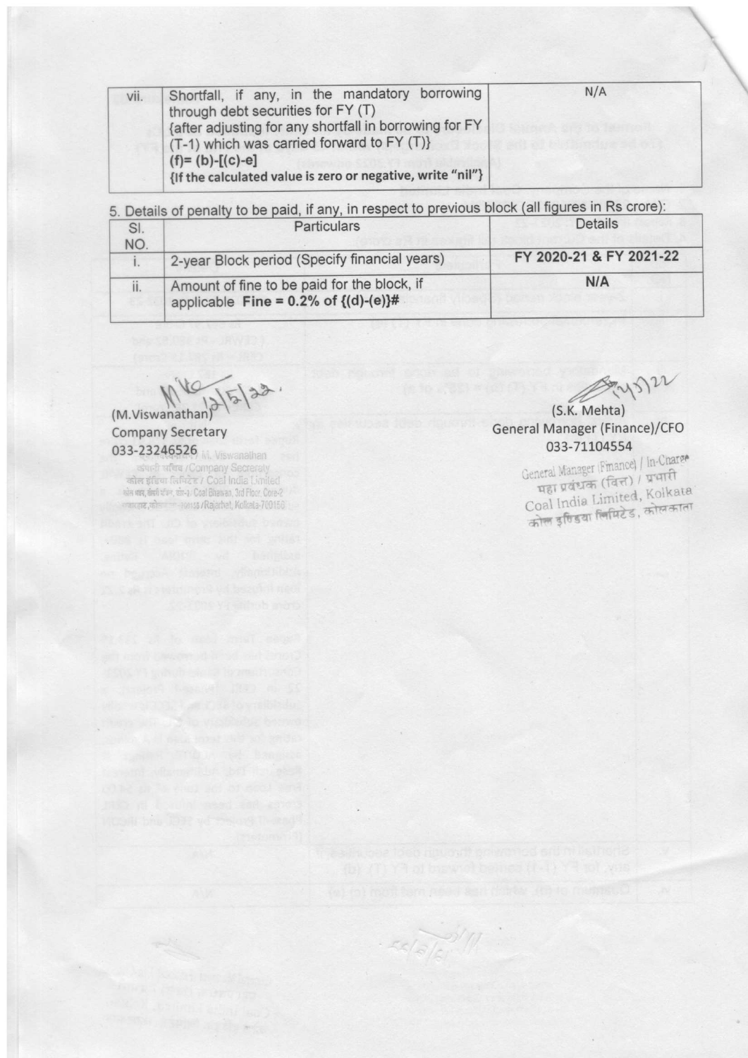| | | |
|---|---|---|
| vii. | Shortfall, if any, in the mandatory borrowing through debt securities for FY (T) {after adjusting for any shortfall in borrowing for FY (T-1) which was carried forward to FY (T)} **(f)= (b)-[(c)-e]** **{If the calculated value is zero or negative, write "nil"}** | N/A |

5. Details of penalty to be paid, if any, in respect to previous block (all figures in Rs crore):

| Sl. NO. | Particulars | Details |
|---|---|---|
| i. | 2-year Block period (Specify financial years) | **FY 2020-21 & FY 2021-22** |
| ii. | Amount of fine to be paid for the block, if applicable **Fine = 0.2% of {(d)-(e)}#** | **N/A** |

(M.Viswanathan)
Company Secretary
033-23246526

M. Viswanathan
कंपनी सचिव / Company Secretary
कोल इंडिया लिमिटेड / Coal India Limited
कोल भवन, तीसरी मंज़िल, कोर-2 / Coal Bhawan, 3rd Floor, Core-2
राजारहाट, कोलकाता-700156 / Rajarhat, Kolkata-700156

(S.K. Mehta)
General Manager (Finance)/CFO
033-71104554

General Manager (Finance) / In-Charge
महा प्रबंधक (वित्त) / प्रभारी
Coal India Limited, Kolkata
कोल इंडिया लिमिटेड, कोलकाता